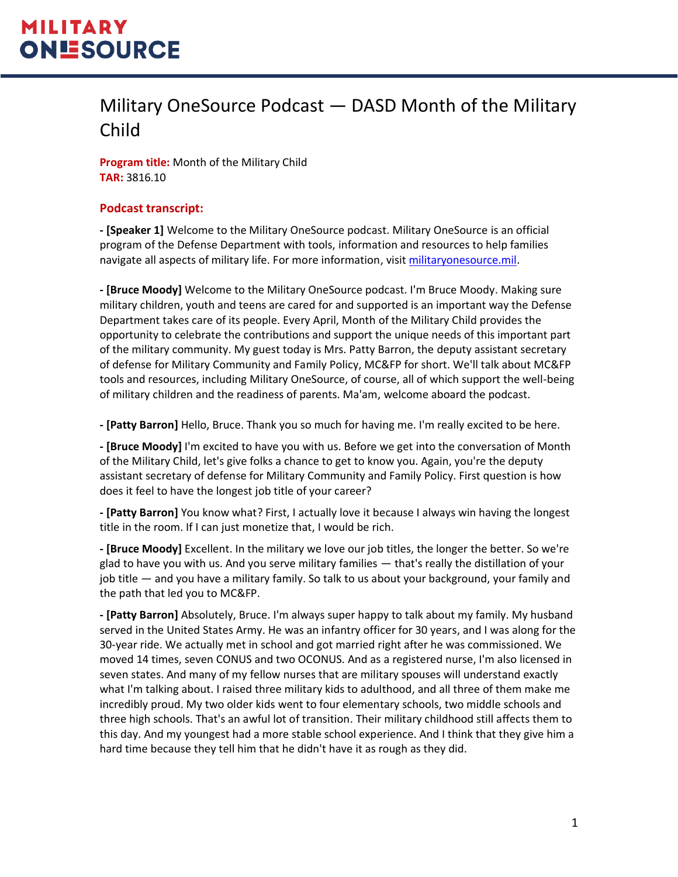# Military OneSource Podcast — DASD Month of the Military Child

**Program title:** Month of the Military Child
**TAR:** 3816.10

## Podcast transcript:

**- [Speaker 1]** Welcome to the Military OneSource podcast. Military OneSource is an official program of the Defense Department with tools, information and resources to help families navigate all aspects of military life. For more information, visit militaryonesource.mil.

**- [Bruce Moody]** Welcome to the Military OneSource podcast. I'm Bruce Moody. Making sure military children, youth and teens are cared for and supported is an important way the Defense Department takes care of its people. Every April, Month of the Military Child provides the opportunity to celebrate the contributions and support the unique needs of this important part of the military community. My guest today is Mrs. Patty Barron, the deputy assistant secretary of defense for Military Community and Family Policy, MC&FP for short. We'll talk about MC&FP tools and resources, including Military OneSource, of course, all of which support the well-being of military children and the readiness of parents. Ma'am, welcome aboard the podcast.

**- [Patty Barron]** Hello, Bruce. Thank you so much for having me. I'm really excited to be here.

**- [Bruce Moody]** I'm excited to have you with us. Before we get into the conversation of Month of the Military Child, let's give folks a chance to get to know you. Again, you're the deputy assistant secretary of defense for Military Community and Family Policy. First question is how does it feel to have the longest job title of your career?

**- [Patty Barron]** You know what? First, I actually love it because I always win having the longest title in the room. If I can just monetize that, I would be rich.

**- [Bruce Moody]** Excellent. In the military we love our job titles, the longer the better. So we're glad to have you with us. And you serve military families — that's really the distillation of your job title — and you have a military family. So talk to us about your background, your family and the path that led you to MC&FP.

**- [Patty Barron]** Absolutely, Bruce. I'm always super happy to talk about my family. My husband served in the United States Army. He was an infantry officer for 30 years, and I was along for the 30-year ride. We actually met in school and got married right after he was commissioned. We moved 14 times, seven CONUS and two OCONUS. And as a registered nurse, I'm also licensed in seven states. And many of my fellow nurses that are military spouses will understand exactly what I'm talking about. I raised three military kids to adulthood, and all three of them make me incredibly proud. My two older kids went to four elementary schools, two middle schools and three high schools. That's an awful lot of transition. Their military childhood still affects them to this day. And my youngest had a more stable school experience. And I think that they give him a hard time because they tell him that he didn't have it as rough as they did.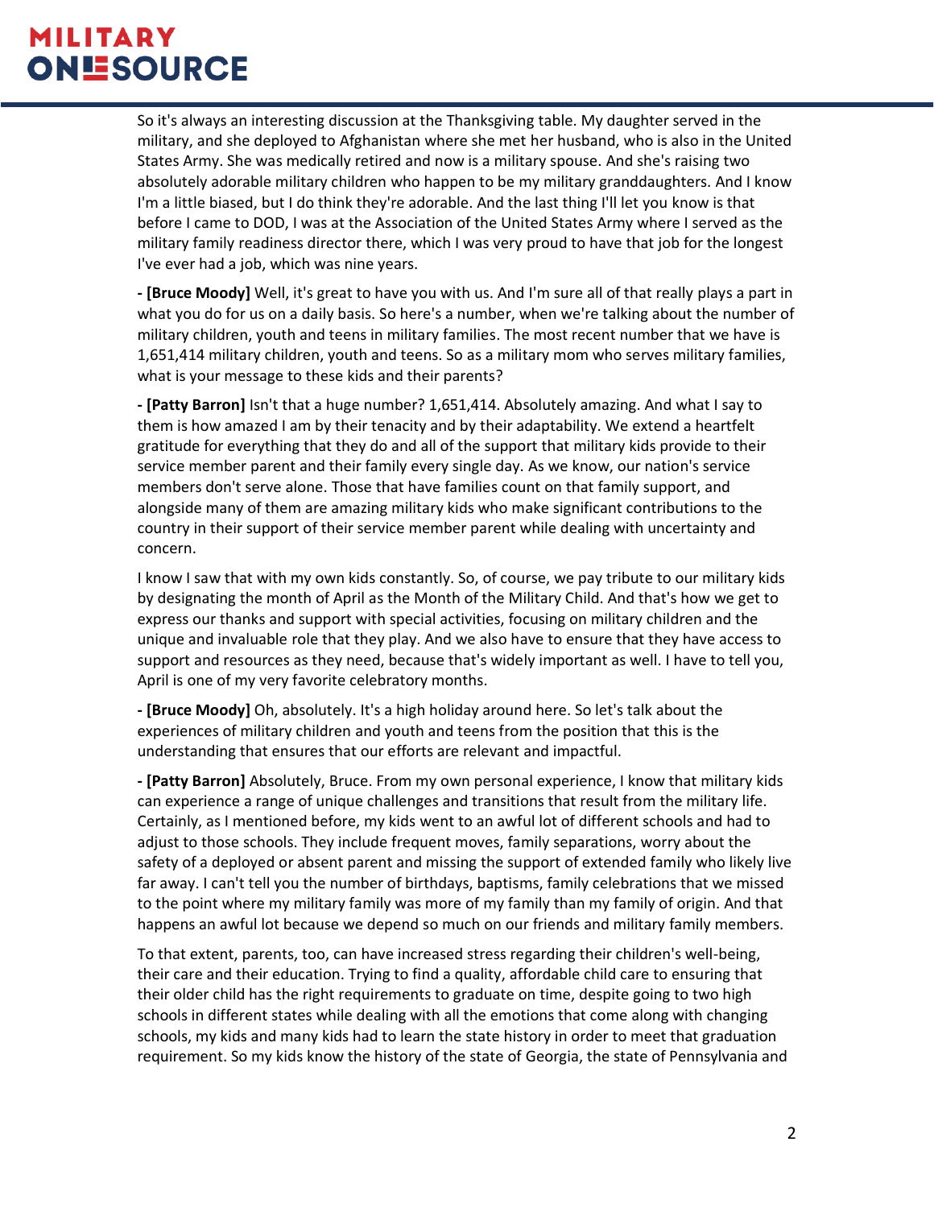So it's always an interesting discussion at the Thanksgiving table. My daughter served in the military, and she deployed to Afghanistan where she met her husband, who is also in the United States Army. She was medically retired and now is a military spouse. And she's raising two absolutely adorable military children who happen to be my military granddaughters. And I know I'm a little biased, but I do think they're adorable. And the last thing I'll let you know is that before I came to DOD, I was at the Association of the United States Army where I served as the military family readiness director there, which I was very proud to have that job for the longest I've ever had a job, which was nine years.

**- [Bruce Moody]** Well, it's great to have you with us. And I'm sure all of that really plays a part in what you do for us on a daily basis. So here's a number, when we're talking about the number of military children, youth and teens in military families. The most recent number that we have is 1,651,414 military children, youth and teens. So as a military mom who serves military families, what is your message to these kids and their parents?

**- [Patty Barron]** Isn't that a huge number? 1,651,414. Absolutely amazing. And what I say to them is how amazed I am by their tenacity and by their adaptability. We extend a heartfelt gratitude for everything that they do and all of the support that military kids provide to their service member parent and their family every single day. As we know, our nation's service members don't serve alone. Those that have families count on that family support, and alongside many of them are amazing military kids who make significant contributions to the country in their support of their service member parent while dealing with uncertainty and concern.

I know I saw that with my own kids constantly. So, of course, we pay tribute to our military kids by designating the month of April as the Month of the Military Child. And that's how we get to express our thanks and support with special activities, focusing on military children and the unique and invaluable role that they play. And we also have to ensure that they have access to support and resources as they need, because that's widely important as well. I have to tell you, April is one of my very favorite celebratory months.

**- [Bruce Moody]** Oh, absolutely. It's a high holiday around here. So let's talk about the experiences of military children and youth and teens from the position that this is the understanding that ensures that our efforts are relevant and impactful.

**- [Patty Barron]** Absolutely, Bruce. From my own personal experience, I know that military kids can experience a range of unique challenges and transitions that result from the military life. Certainly, as I mentioned before, my kids went to an awful lot of different schools and had to adjust to those schools. They include frequent moves, family separations, worry about the safety of a deployed or absent parent and missing the support of extended family who likely live far away. I can't tell you the number of birthdays, baptisms, family celebrations that we missed to the point where my military family was more of my family than my family of origin. And that happens an awful lot because we depend so much on our friends and military family members.

To that extent, parents, too, can have increased stress regarding their children's well-being, their care and their education. Trying to find a quality, affordable child care to ensuring that their older child has the right requirements to graduate on time, despite going to two high schools in different states while dealing with all the emotions that come along with changing schools, my kids and many kids had to learn the state history in order to meet that graduation requirement. So my kids know the history of the state of Georgia, the state of Pennsylvania and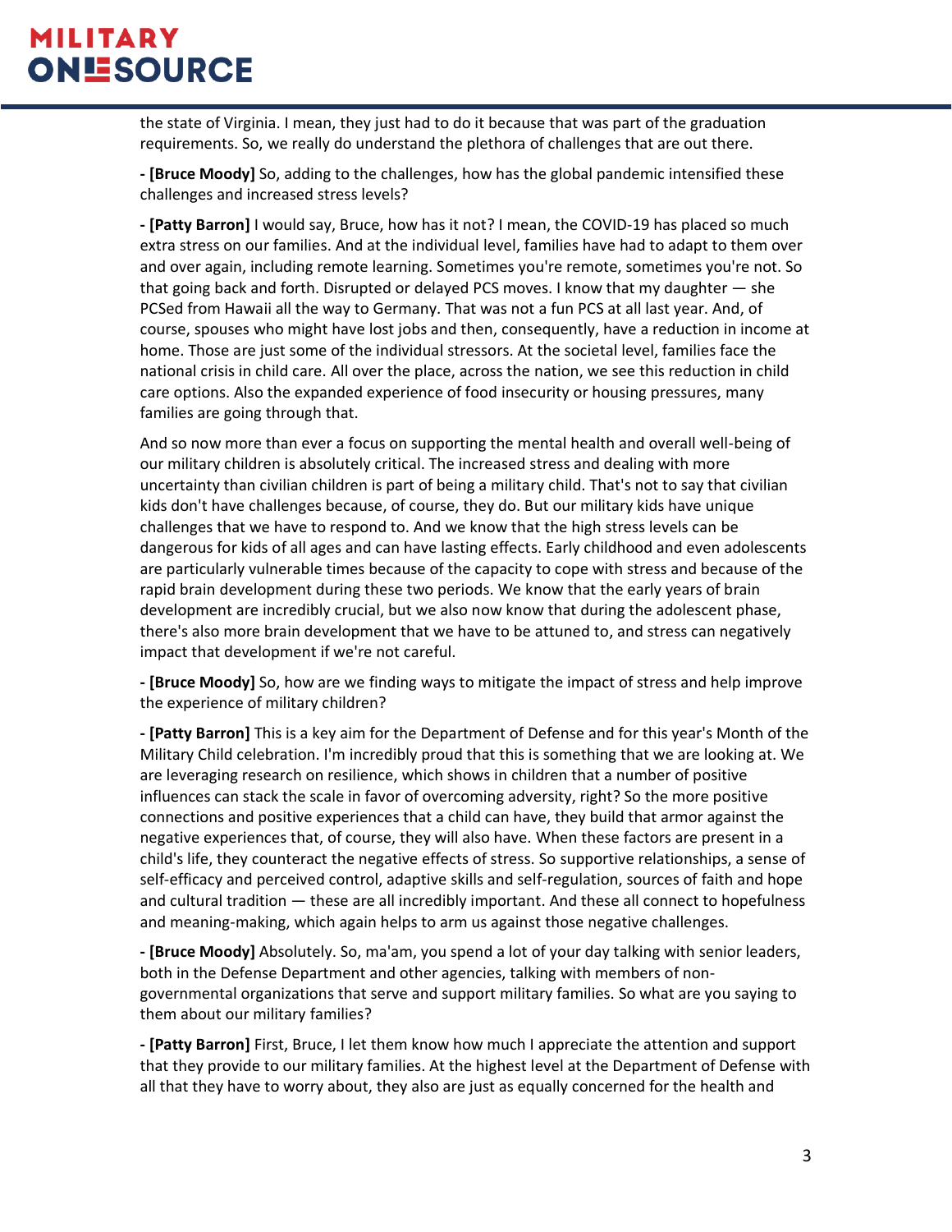the state of Virginia. I mean, they just had to do it because that was part of the graduation requirements. So, we really do understand the plethora of challenges that are out there.

**- [Bruce Moody]** So, adding to the challenges, how has the global pandemic intensified these challenges and increased stress levels?

**- [Patty Barron]** I would say, Bruce, how has it not? I mean, the COVID-19 has placed so much extra stress on our families. And at the individual level, families have had to adapt to them over and over again, including remote learning. Sometimes you're remote, sometimes you're not. So that going back and forth. Disrupted or delayed PCS moves. I know that my daughter — she PCSed from Hawaii all the way to Germany. That was not a fun PCS at all last year. And, of course, spouses who might have lost jobs and then, consequently, have a reduction in income at home. Those are just some of the individual stressors. At the societal level, families face the national crisis in child care. All over the place, across the nation, we see this reduction in child care options. Also the expanded experience of food insecurity or housing pressures, many families are going through that.

And so now more than ever a focus on supporting the mental health and overall well-being of our military children is absolutely critical. The increased stress and dealing with more uncertainty than civilian children is part of being a military child. That's not to say that civilian kids don't have challenges because, of course, they do. But our military kids have unique challenges that we have to respond to. And we know that the high stress levels can be dangerous for kids of all ages and can have lasting effects. Early childhood and even adolescents are particularly vulnerable times because of the capacity to cope with stress and because of the rapid brain development during these two periods. We know that the early years of brain development are incredibly crucial, but we also now know that during the adolescent phase, there's also more brain development that we have to be attuned to, and stress can negatively impact that development if we're not careful.

**- [Bruce Moody]** So, how are we finding ways to mitigate the impact of stress and help improve the experience of military children?

**- [Patty Barron]** This is a key aim for the Department of Defense and for this year's Month of the Military Child celebration. I'm incredibly proud that this is something that we are looking at. We are leveraging research on resilience, which shows in children that a number of positive influences can stack the scale in favor of overcoming adversity, right? So the more positive connections and positive experiences that a child can have, they build that armor against the negative experiences that, of course, they will also have. When these factors are present in a child's life, they counteract the negative effects of stress. So supportive relationships, a sense of self-efficacy and perceived control, adaptive skills and self-regulation, sources of faith and hope and cultural tradition — these are all incredibly important. And these all connect to hopefulness and meaning-making, which again helps to arm us against those negative challenges.

**- [Bruce Moody]** Absolutely. So, ma'am, you spend a lot of your day talking with senior leaders, both in the Defense Department and other agencies, talking with members of non-governmental organizations that serve and support military families. So what are you saying to them about our military families?

**- [Patty Barron]** First, Bruce, I let them know how much I appreciate the attention and support that they provide to our military families. At the highest level at the Department of Defense with all that they have to worry about, they also are just as equally concerned for the health and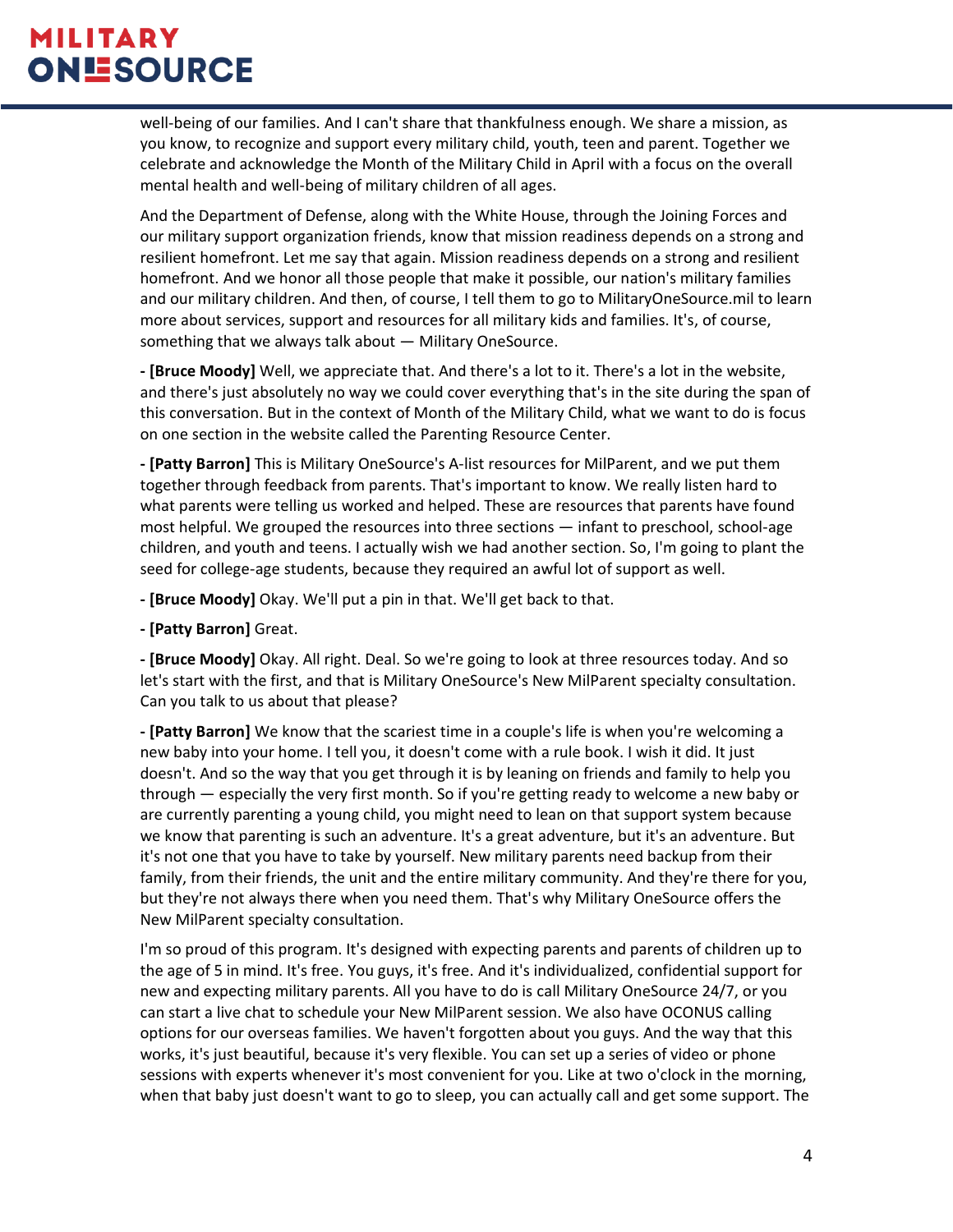well-being of our families. And I can't share that thankfulness enough. We share a mission, as you know, to recognize and support every military child, youth, teen and parent. Together we celebrate and acknowledge the Month of the Military Child in April with a focus on the overall mental health and well-being of military children of all ages.

And the Department of Defense, along with the White House, through the Joining Forces and our military support organization friends, know that mission readiness depends on a strong and resilient homefront. Let me say that again. Mission readiness depends on a strong and resilient homefront. And we honor all those people that make it possible, our nation's military families and our military children. And then, of course, I tell them to go to MilitaryOneSource.mil to learn more about services, support and resources for all military kids and families. It's, of course, something that we always talk about — Military OneSource.

**- [Bruce Moody]** Well, we appreciate that. And there's a lot to it. There's a lot in the website, and there's just absolutely no way we could cover everything that's in the site during the span of this conversation. But in the context of Month of the Military Child, what we want to do is focus on one section in the website called the Parenting Resource Center.

**- [Patty Barron]** This is Military OneSource's A-list resources for MilParent, and we put them together through feedback from parents. That's important to know. We really listen hard to what parents were telling us worked and helped. These are resources that parents have found most helpful. We grouped the resources into three sections — infant to preschool, school-age children, and youth and teens. I actually wish we had another section. So, I'm going to plant the seed for college-age students, because they required an awful lot of support as well.

**- [Bruce Moody]** Okay. We'll put a pin in that. We'll get back to that.

**- [Patty Barron]** Great.

**- [Bruce Moody]** Okay. All right. Deal. So we're going to look at three resources today. And so let's start with the first, and that is Military OneSource's New MilParent specialty consultation. Can you talk to us about that please?

**- [Patty Barron]** We know that the scariest time in a couple's life is when you're welcoming a new baby into your home. I tell you, it doesn't come with a rule book. I wish it did. It just doesn't. And so the way that you get through it is by leaning on friends and family to help you through — especially the very first month. So if you're getting ready to welcome a new baby or are currently parenting a young child, you might need to lean on that support system because we know that parenting is such an adventure. It's a great adventure, but it's an adventure. But it's not one that you have to take by yourself. New military parents need backup from their family, from their friends, the unit and the entire military community. And they're there for you, but they're not always there when you need them. That's why Military OneSource offers the New MilParent specialty consultation.

I'm so proud of this program. It's designed with expecting parents and parents of children up to the age of 5 in mind. It's free. You guys, it's free. And it's individualized, confidential support for new and expecting military parents. All you have to do is call Military OneSource 24/7, or you can start a live chat to schedule your New MilParent session. We also have OCONUS calling options for our overseas families. We haven't forgotten about you guys. And the way that this works, it's just beautiful, because it's very flexible. You can set up a series of video or phone sessions with experts whenever it's most convenient for you. Like at two o'clock in the morning, when that baby just doesn't want to go to sleep, you can actually call and get some support. The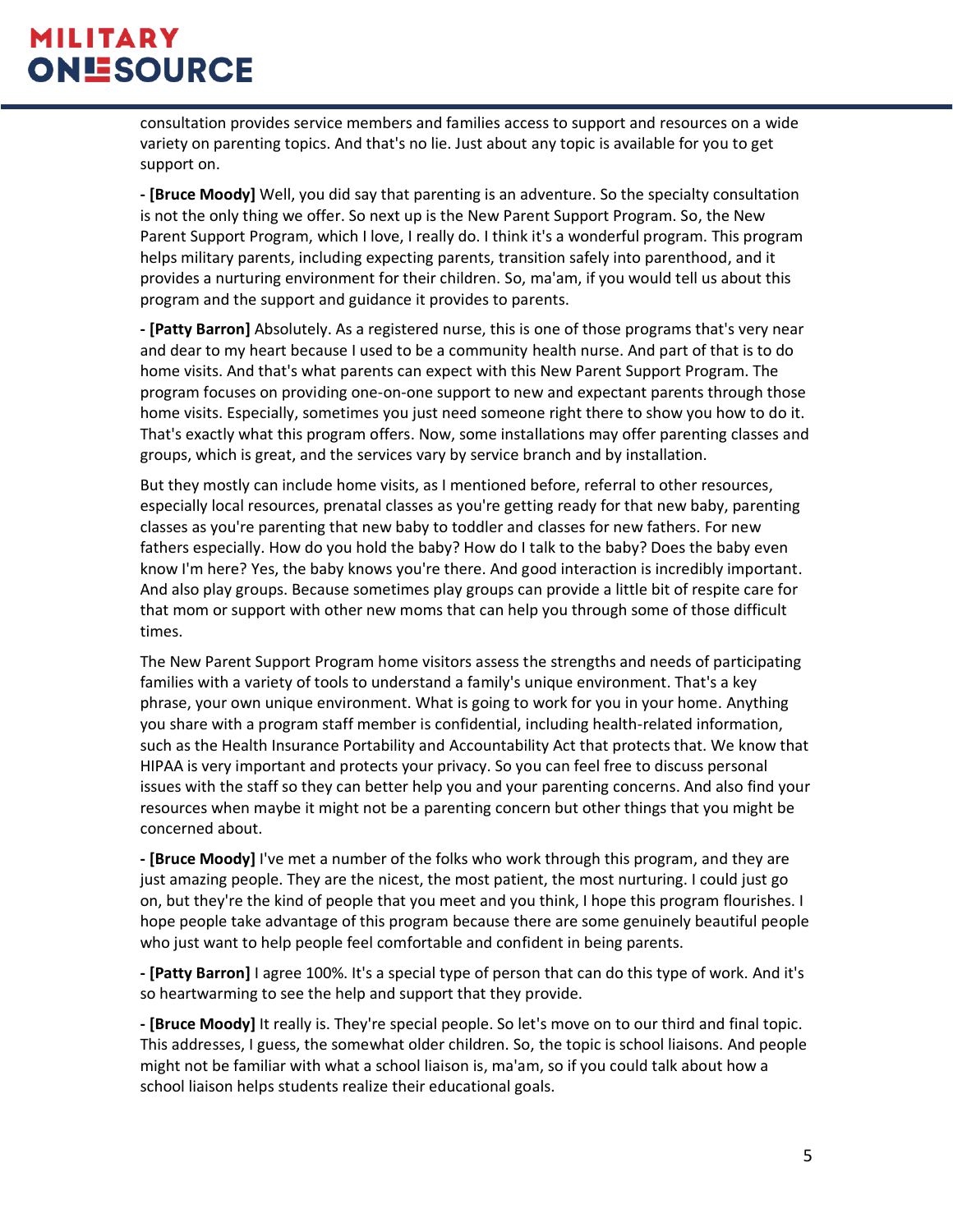consultation provides service members and families access to support and resources on a wide variety on parenting topics. And that's no lie. Just about any topic is available for you to get support on.

**- [Bruce Moody]** Well, you did say that parenting is an adventure. So the specialty consultation is not the only thing we offer. So next up is the New Parent Support Program. So, the New Parent Support Program, which I love, I really do. I think it's a wonderful program. This program helps military parents, including expecting parents, transition safely into parenthood, and it provides a nurturing environment for their children. So, ma'am, if you would tell us about this program and the support and guidance it provides to parents.

**- [Patty Barron]** Absolutely. As a registered nurse, this is one of those programs that's very near and dear to my heart because I used to be a community health nurse. And part of that is to do home visits. And that's what parents can expect with this New Parent Support Program. The program focuses on providing one-on-one support to new and expectant parents through those home visits. Especially, sometimes you just need someone right there to show you how to do it. That's exactly what this program offers. Now, some installations may offer parenting classes and groups, which is great, and the services vary by service branch and by installation.

But they mostly can include home visits, as I mentioned before, referral to other resources, especially local resources, prenatal classes as you're getting ready for that new baby, parenting classes as you're parenting that new baby to toddler and classes for new fathers. For new fathers especially. How do you hold the baby? How do I talk to the baby? Does the baby even know I'm here? Yes, the baby knows you're there. And good interaction is incredibly important. And also play groups. Because sometimes play groups can provide a little bit of respite care for that mom or support with other new moms that can help you through some of those difficult times.

The New Parent Support Program home visitors assess the strengths and needs of participating families with a variety of tools to understand a family's unique environment. That's a key phrase, your own unique environment. What is going to work for you in your home. Anything you share with a program staff member is confidential, including health-related information, such as the Health Insurance Portability and Accountability Act that protects that. We know that HIPAA is very important and protects your privacy. So you can feel free to discuss personal issues with the staff so they can better help you and your parenting concerns. And also find your resources when maybe it might not be a parenting concern but other things that you might be concerned about.

**- [Bruce Moody]** I've met a number of the folks who work through this program, and they are just amazing people. They are the nicest, the most patient, the most nurturing. I could just go on, but they're the kind of people that you meet and you think, I hope this program flourishes. I hope people take advantage of this program because there are some genuinely beautiful people who just want to help people feel comfortable and confident in being parents.

**- [Patty Barron]** I agree 100%. It's a special type of person that can do this type of work. And it's so heartwarming to see the help and support that they provide.

**- [Bruce Moody]** It really is. They're special people. So let's move on to our third and final topic. This addresses, I guess, the somewhat older children. So, the topic is school liaisons. And people might not be familiar with what a school liaison is, ma'am, so if you could talk about how a school liaison helps students realize their educational goals.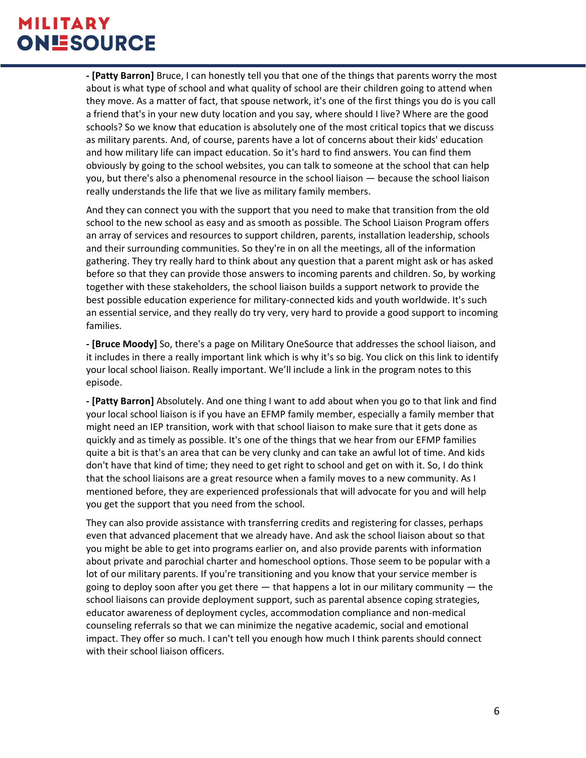**- [Patty Barron]** Bruce, I can honestly tell you that one of the things that parents worry the most about is what type of school and what quality of school are their children going to attend when they move. As a matter of fact, that spouse network, it's one of the first things you do is you call a friend that's in your new duty location and you say, where should I live? Where are the good schools? So we know that education is absolutely one of the most critical topics that we discuss as military parents. And, of course, parents have a lot of concerns about their kids' education and how military life can impact education. So it's hard to find answers. You can find them obviously by going to the school websites, you can talk to someone at the school that can help you, but there's also a phenomenal resource in the school liaison — because the school liaison really understands the life that we live as military family members.

And they can connect you with the support that you need to make that transition from the old school to the new school as easy and as smooth as possible. The School Liaison Program offers an array of services and resources to support children, parents, installation leadership, schools and their surrounding communities. So they're in on all the meetings, all of the information gathering. They try really hard to think about any question that a parent might ask or has asked before so that they can provide those answers to incoming parents and children. So, by working together with these stakeholders, the school liaison builds a support network to provide the best possible education experience for military-connected kids and youth worldwide. It's such an essential service, and they really do try very, very hard to provide a good support to incoming families.

**- [Bruce Moody]** So, there's a page on Military OneSource that addresses the school liaison, and it includes in there a really important link which is why it's so big. You click on this link to identify your local school liaison. Really important. We'll include a link in the program notes to this episode.

**- [Patty Barron]** Absolutely. And one thing I want to add about when you go to that link and find your local school liaison is if you have an EFMP family member, especially a family member that might need an IEP transition, work with that school liaison to make sure that it gets done as quickly and as timely as possible. It's one of the things that we hear from our EFMP families quite a bit is that's an area that can be very clunky and can take an awful lot of time. And kids don't have that kind of time; they need to get right to school and get on with it. So, I do think that the school liaisons are a great resource when a family moves to a new community. As I mentioned before, they are experienced professionals that will advocate for you and will help you get the support that you need from the school.

They can also provide assistance with transferring credits and registering for classes, perhaps even that advanced placement that we already have. And ask the school liaison about so that you might be able to get into programs earlier on, and also provide parents with information about private and parochial charter and homeschool options. Those seem to be popular with a lot of our military parents. If you're transitioning and you know that your service member is going to deploy soon after you get there — that happens a lot in our military community — the school liaisons can provide deployment support, such as parental absence coping strategies, educator awareness of deployment cycles, accommodation compliance and non-medical counseling referrals so that we can minimize the negative academic, social and emotional impact. They offer so much. I can't tell you enough how much I think parents should connect with their school liaison officers.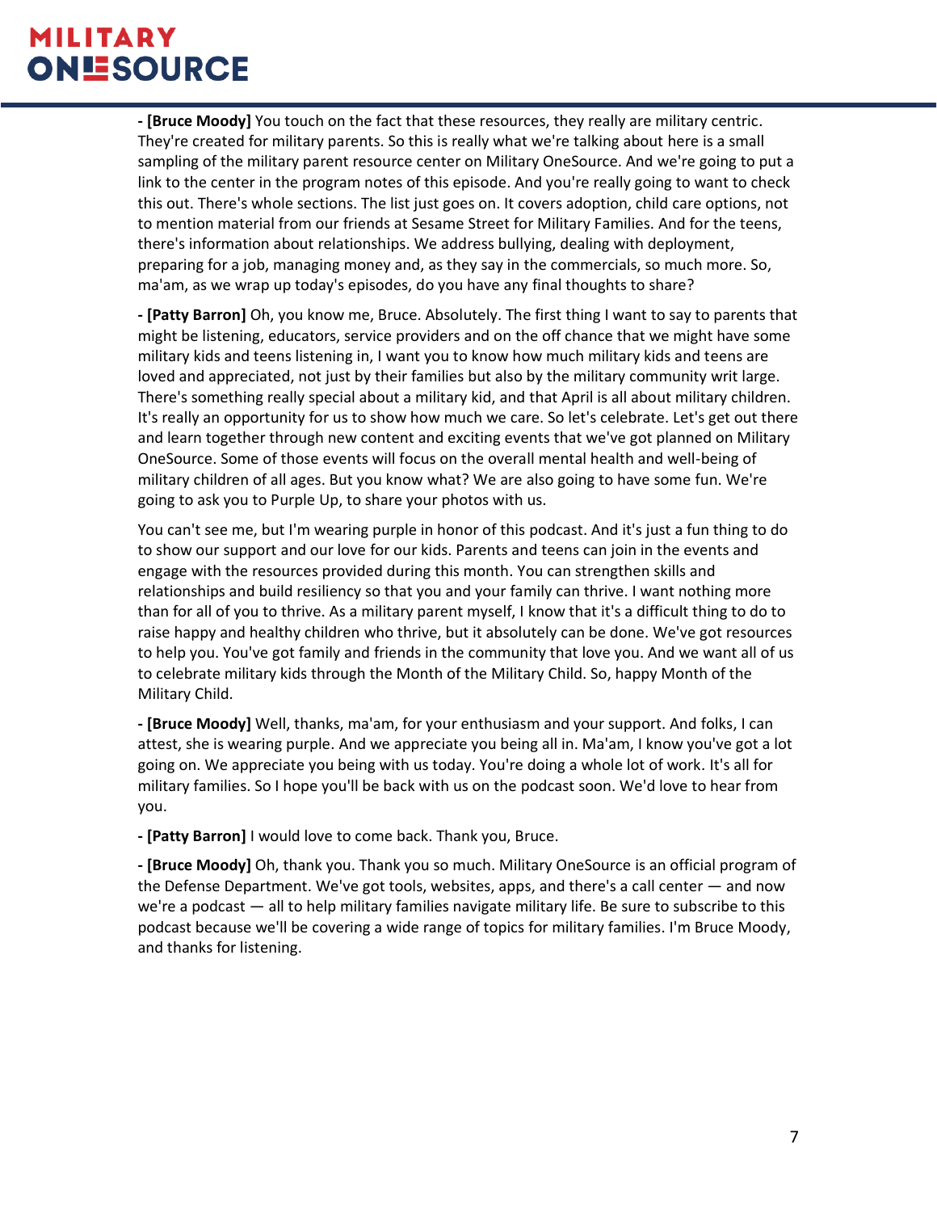**- [Bruce Moody]** You touch on the fact that these resources, they really are military centric. They're created for military parents. So this is really what we're talking about here is a small sampling of the military parent resource center on Military OneSource. And we're going to put a link to the center in the program notes of this episode. And you're really going to want to check this out. There's whole sections. The list just goes on. It covers adoption, child care options, not to mention material from our friends at Sesame Street for Military Families. And for the teens, there's information about relationships. We address bullying, dealing with deployment, preparing for a job, managing money and, as they say in the commercials, so much more. So, ma'am, as we wrap up today's episodes, do you have any final thoughts to share?

**- [Patty Barron]** Oh, you know me, Bruce. Absolutely. The first thing I want to say to parents that might be listening, educators, service providers and on the off chance that we might have some military kids and teens listening in, I want you to know how much military kids and teens are loved and appreciated, not just by their families but also by the military community writ large. There's something really special about a military kid, and that April is all about military children. It's really an opportunity for us to show how much we care. So let's celebrate. Let's get out there and learn together through new content and exciting events that we've got planned on Military OneSource. Some of those events will focus on the overall mental health and well-being of military children of all ages. But you know what? We are also going to have some fun. We're going to ask you to Purple Up, to share your photos with us.

You can't see me, but I'm wearing purple in honor of this podcast. And it's just a fun thing to do to show our support and our love for our kids. Parents and teens can join in the events and engage with the resources provided during this month. You can strengthen skills and relationships and build resiliency so that you and your family can thrive. I want nothing more than for all of you to thrive. As a military parent myself, I know that it's a difficult thing to do to raise happy and healthy children who thrive, but it absolutely can be done. We've got resources to help you. You've got family and friends in the community that love you. And we want all of us to celebrate military kids through the Month of the Military Child. So, happy Month of the Military Child.

**- [Bruce Moody]** Well, thanks, ma'am, for your enthusiasm and your support. And folks, I can attest, she is wearing purple. And we appreciate you being all in. Ma'am, I know you've got a lot going on. We appreciate you being with us today. You're doing a whole lot of work. It's all for military families. So I hope you'll be back with us on the podcast soon. We'd love to hear from you.

**- [Patty Barron]** I would love to come back. Thank you, Bruce.

**- [Bruce Moody]** Oh, thank you. Thank you so much. Military OneSource is an official program of the Defense Department. We've got tools, websites, apps, and there's a call center — and now we're a podcast — all to help military families navigate military life. Be sure to subscribe to this podcast because we'll be covering a wide range of topics for military families. I'm Bruce Moody, and thanks for listening.